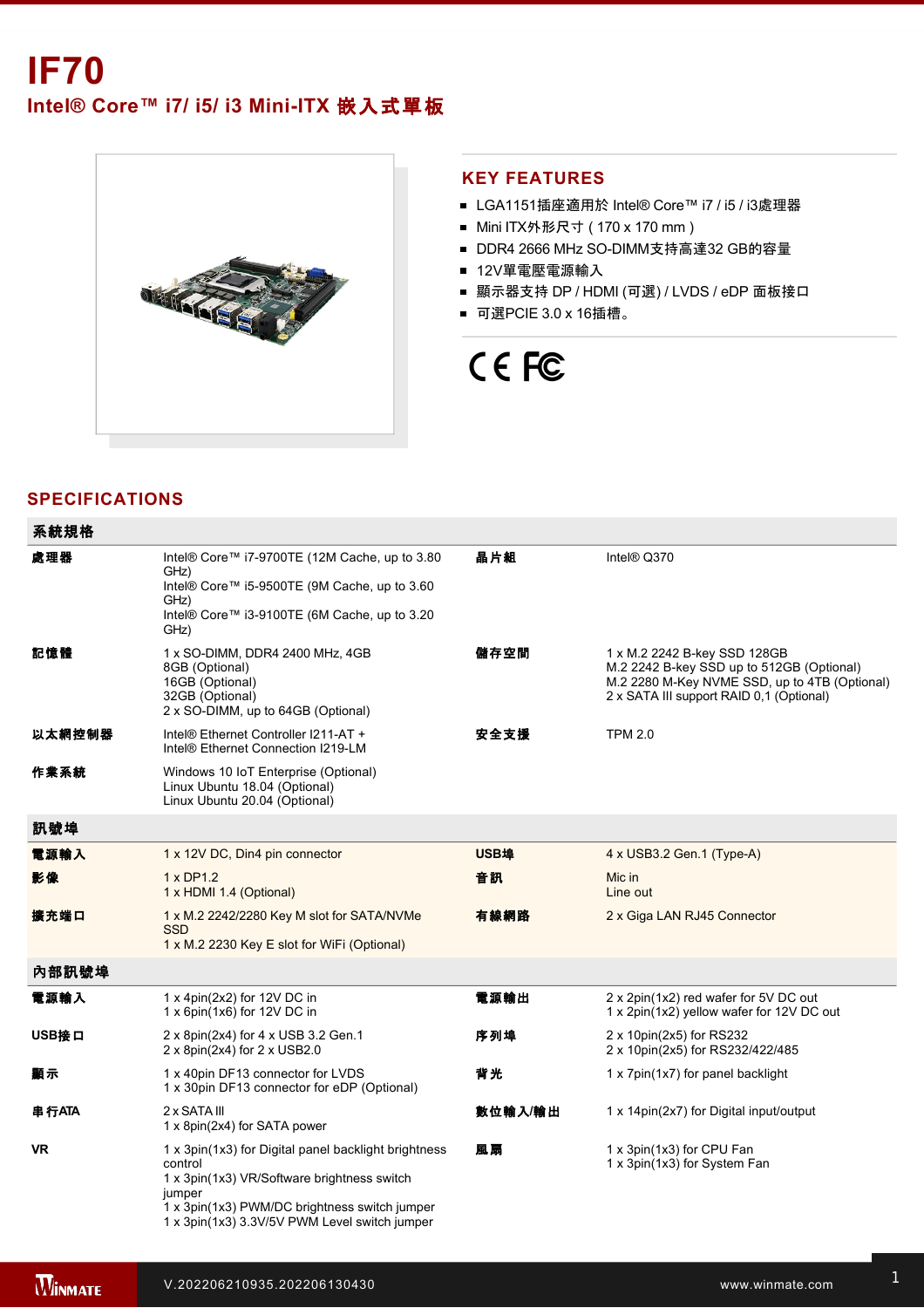# IF70

## Intel® Core™ i7/ i5/ i3 Mini-ITX 嵌入式單板

## KEY FEATURES

- LGA1151插座適用於 Intel® Core™ i7 / i5 / i3處理器
- Mini ITX外形尺寸 ( 170 x 170 mm )
- DDR4 2666 MHz SO-DIMM支持高達32 GB的容量
- 12V單電壓電源輸入
- 顯示器支持 DP / HDMI (可選) / LVDS / eDP 面板接口
- 可選PCIE 3.0 x 16插槽。

## SPECIFICATIONS

### 系統規格

| | | | |
|---|---|---|---|
| **處理器** | Intel® Core™ i7-9700TE (12M Cache, up to 3.80 GHz)<br>Intel® Core™ i5-9500TE (9M Cache, up to 3.60 GHz)<br>Intel® Core™ i3-9100TE (6M Cache, up to 3.20 GHz) | **晶片組** | Intel® Q370 |
| **記憶體** | 1 x SO-DIMM, DDR4 2400 MHz, 4GB<br>8GB (Optional)<br>16GB (Optional)<br>32GB (Optional)<br>2 x SO-DIMM, up to 64GB (Optional) | **儲存空間** | 1 x M.2 2242 B-key SSD 128GB<br>M.2 2242 B-key SSD up to 512GB (Optional)<br>M.2 2280 M-Key NVME SSD, up to 4TB (Optional)<br>2 x SATA III support RAID 0,1 (Optional) |
| **以太網控制器** | Intel® Ethernet Controller I211-AT +<br>Intel® Ethernet Connection I219-LM | **安全支援** | TPM 2.0 |
| **作業系統** | Windows 10 IoT Enterprise (Optional)<br>Linux Ubuntu 18.04 (Optional)<br>Linux Ubuntu 20.04 (Optional) | | |

### 訊號埠

| | | | |
|---|---|---|---|
| **電源輸入** | 1 x 12V DC, Din4 pin connector | **USB埠** | 4 x USB3.2 Gen.1 (Type-A) |
| **影像** | 1 x DP1.2<br>1 x HDMI 1.4 (Optional) | **音訊** | Mic in<br>Line out |
| **擴充端口** | 1 x M.2 2242/2280 Key M slot for SATA/NVMe SSD<br>1 x M.2 2230 Key E slot for WiFi (Optional) | **有線網路** | 2 x Giga LAN RJ45 Connector |

### 內部訊號埠

| | | | |
|---|---|---|---|
| **電源輸入** | 1 x 4pin(2x2) for 12V DC in<br>1 x 6pin(1x6) for 12V DC in | **電源輸出** | 2 x 2pin(1x2) red wafer for 5V DC out<br>1 x 2pin(1x2) yellow wafer for 12V DC out |
| **USB接口** | 2 x 8pin(2x4) for 4 x USB 3.2 Gen.1<br>2 x 8pin(2x4) for 2 x USB2.0 | **序列埠** | 2 x 10pin(2x5) for RS232<br>2 x 10pin(2x5) for RS232/422/485 |
| **顯示** | 1 x 40pin DF13 connector for LVDS<br>1 x 30pin DF13 connector for eDP (Optional) | **背光** | 1 x 7pin(1x7) for panel backlight |
| **串行ATA** | 2 x SATA III<br>1 x 8pin(2x4) for SATA power | **數位輸入/輸出** | 1 x 14pin(2x7) for Digital input/output |
| **VR** | 1 x 3pin(1x3) for Digital panel backlight brightness control<br>1 x 3pin(1x3) VR/Software brightness switch jumper<br>1 x 3pin(1x3) PWM/DC brightness switch jumper<br>1 x 3pin(1x3) 3.3V/5V PWM Level switch jumper | **風扇** | 1 x 3pin(1x3) for CPU Fan<br>1 x 3pin(1x3) for System Fan |

V.202206210935.202206130430 www.winmate.com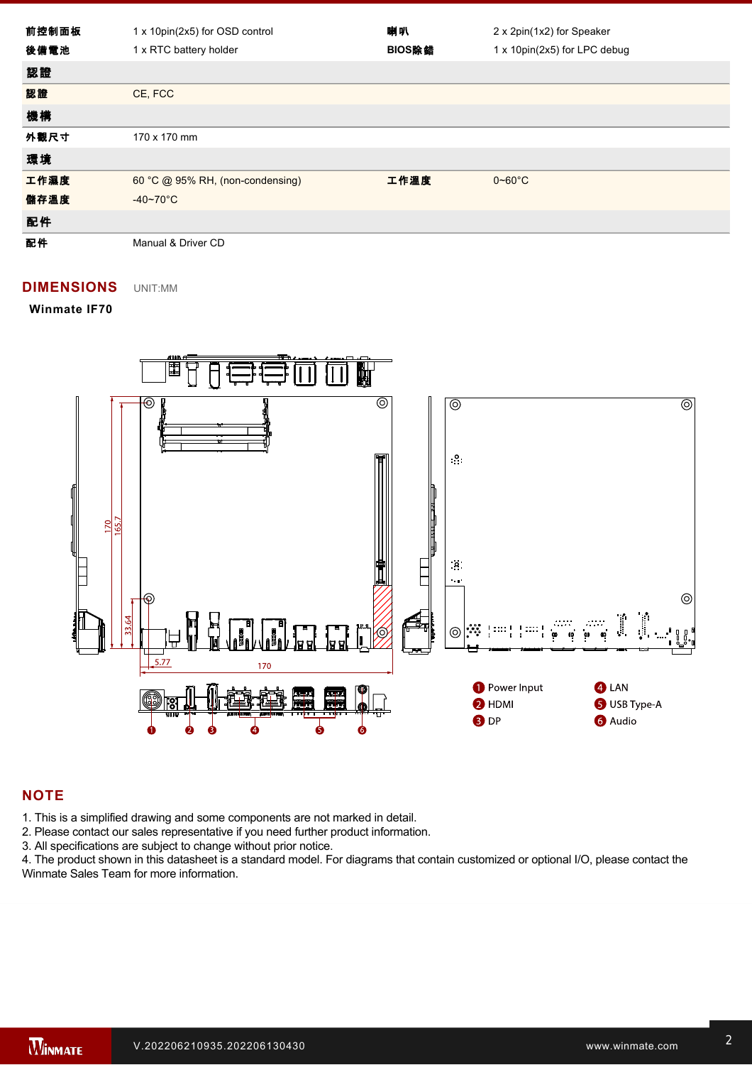| | | | |
|---|---|---|---|
| 前控制面板 | 1 x 10pin(2x5) for OSD control | 喇叭 | 2 x 2pin(1x2) for Speaker |
| 後備電池 | 1 x RTC battery holder | BIOS除錯 | 1 x 10pin(2x5) for LPC debug |
| **認證** | | | |
| 認證 | CE, FCC | | |
| **機構** | | | |
| 外觀尺寸 | 170 x 170 mm | | |
| **環境** | | | |
| 工作濕度 | 60 °C @ 95% RH, (non-condensing) | 工作溫度 | 0~60°C |
| 儲存溫度 | -40~70°C | | |
| **配件** | | | |
| 配件 | Manual & Driver CD | | |

## DIMENSIONS UNIT:MM

**Winmate IF70**

170

165.7

33.64

5.77

170

1 Power Input
2 HDMI
3 DP
4 LAN
5 USB Type-A
6 Audio

## NOTE

1. This is a simplified drawing and some components are not marked in detail.
2. Please contact our sales representative if you need further product information.
3. All specifications are subject to change without prior notice.
4. The product shown in this datasheet is a standard model. For diagrams that contain customized or optional I/O, please contact the Winmate Sales Team for more information.

V.202206210935.202206130430 www.winmate.com